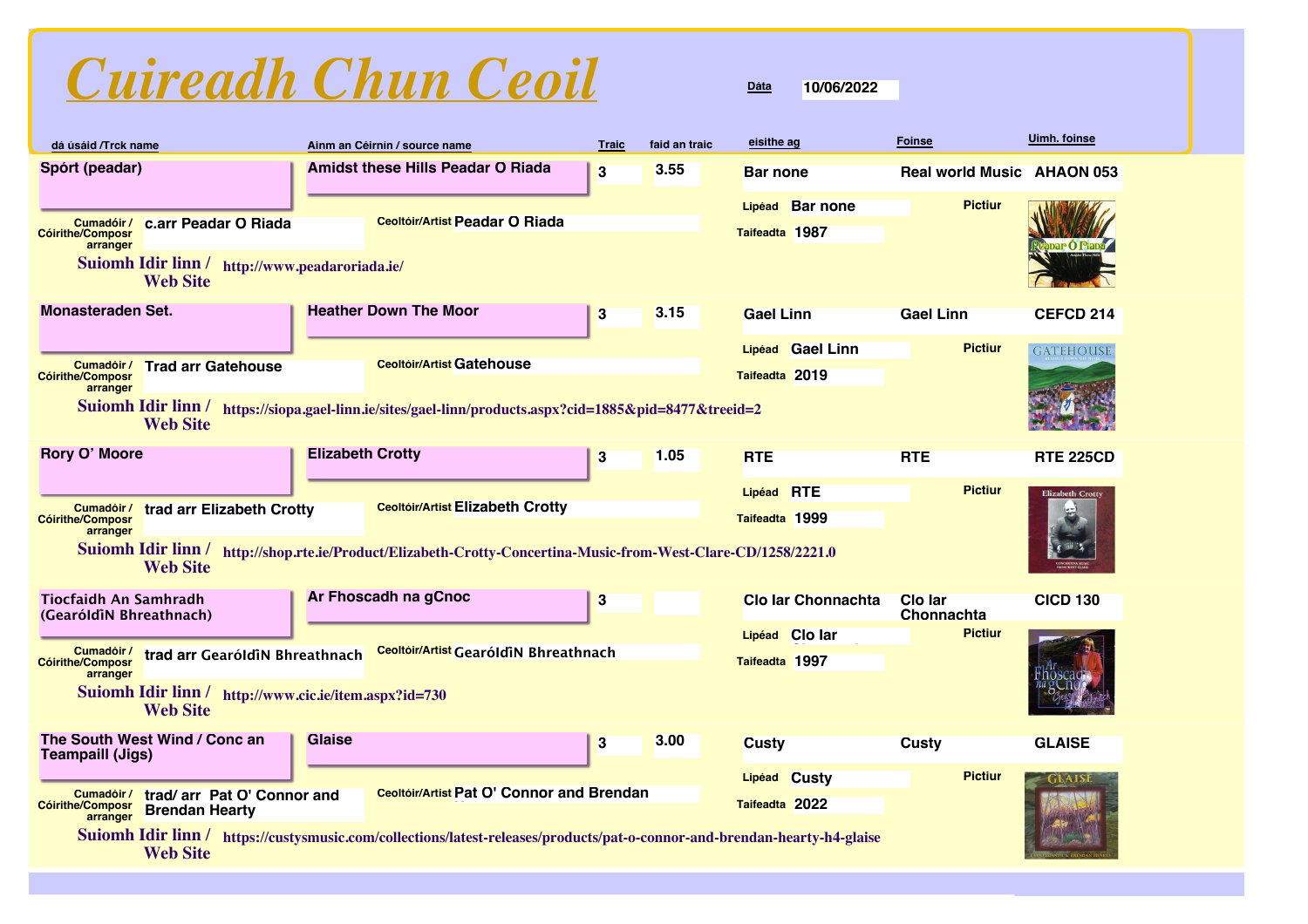# Cuireadh Chun Ceoil

**Dáta** 10/06/2022

| dá úsáid /Trck name | Ainm an Céirnin / source name | Traic | faid an traic | eisithe ag | Foinse | Uimh. foinse |
|---|---|---|---|---|---|---|
| Spórt (peadar) | Amidst these Hills Peadar O Riada | 3 | 3.55 | Bar none | Real world Music | AHAON 053 |
| Monasteraden Set. | Heather Down The Moor | 3 | 3.15 | Gael Linn | Gael Linn | CEFCD 214 |
| Rory O' Moore | Elizabeth Crotty | 3 | 1.05 | RTE | RTE | RTE 225CD |
| Tiocfaidh An Samhradh (GearóIdÌN Bhreathnach) | Ar Fhoscadh na gCnoc | 3 | | Clo Iar Chonnachta | Clo Iar Chonnachta | CICD 130 |
| The South West Wind / Conc an Teampaill (Jigs) | Glaise | 3 | 3.00 | Custy | Custy | GLAISE |

**Spórt (peadar)**
- Cumadóir / Cóirithe/Composr arranger: c.arr Peadar O Riada
- Ceoltóir/Artist: Peadar O Riada
- Lipéad: Bar none
- Taifeadta: 1987
- Pictiur
- Suiomh Idir linn / Web Site: http://www.peadaroriada.ie/

**Monasteraden Set.**
- Cumadóir / Cóirithe/Composr arranger: Trad arr Gatehouse
- Ceoltóir/Artist: Gatehouse
- Lipéad: Gael Linn
- Taifeadta: 2019
- Pictiur
- Suiomh Idir linn / Web Site: https://siopa.gael-linn.ie/sites/gael-linn/products.aspx?cid=1885&pid=8477&treeid=2

**Rory O' Moore**
- Cumadóir / Cóirithe/Composr arranger: trad arr Elizabeth Crotty
- Ceoltóir/Artist: Elizabeth Crotty
- Lipéad: RTE
- Taifeadta: 1999
- Pictiur
- Suiomh Idir linn / Web Site: http://shop.rte.ie/Product/Elizabeth-Crotty-Concertina-Music-from-West-Clare-CD/1258/2221.0

**Tiocfaidh An Samhradh (GearóIdÌN Bhreathnach)**
- Cumadóir / Cóirithe/Composr arranger: trad arr GearóIdÌN Bhreathnach
- Ceoltóir/Artist: GearóIdÌN Bhreathnach
- Lipéad: Clo Iar
- Taifeadta: 1997
- Pictiur
- Suiomh Idir linn / Web Site: http://www.cic.ie/item.aspx?id=730

**The South West Wind / Conc an Teampaill (Jigs)**
- Cumadóir / Cóirithe/Composr arranger: trad/ arr Pat O' Connor and Brendan Hearty
- Ceoltóir/Artist: Pat O' Connor and Brendan
- Lipéad: Custy
- Taifeadta: 2022
- Pictiur
- Suiomh Idir linn / Web Site: https://custysmusic.com/collections/latest-releases/products/pat-o-connor-and-brendan-hearty-h4-glaise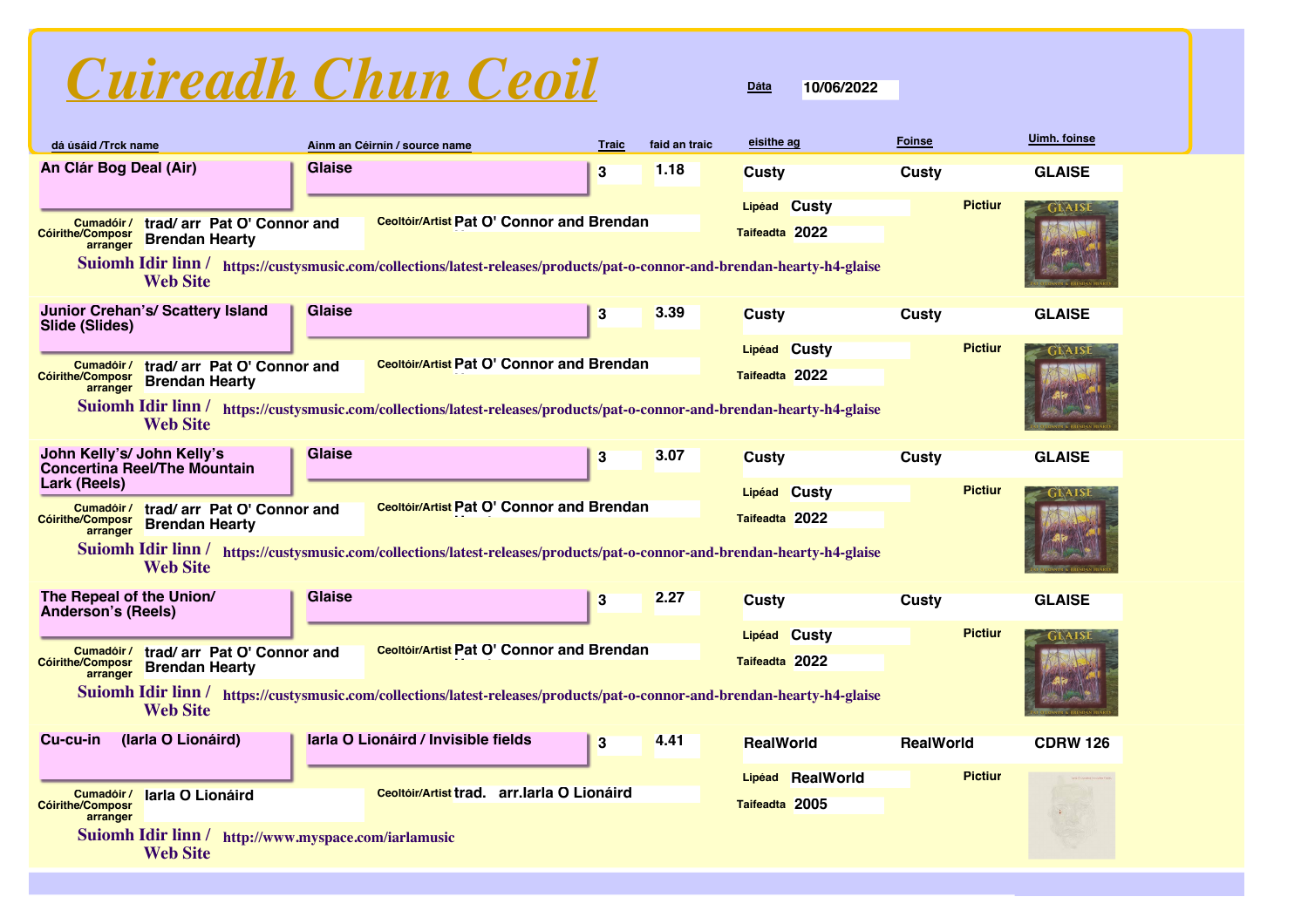# Cuireadh Chun Ceoil

**Dáta** 10/06/2022

| dá úsáid /Trck name | Ainm an Céirnín / source name | Traic | faid an traic | eisithe ag | Foinse | Uimh. foinse |
|---|---|---|---|---|---|---|
| An Clár Bog Deal (Air) | Glaise | 3 | 1.18 | Custy | Custy | GLAISE |
| Junior Crehan's/ Scattery Island Slide (Slides) | Glaise | 3 | 3.39 | Custy | Custy | GLAISE |
| John Kelly's/ John Kelly's Concertina Reel/The Mountain Lark (Reels) | Glaise | 3 | 3.07 | Custy | Custy | GLAISE |
| The Repeal of the Union/ Anderson's (Reels) | Glaise | 3 | 2.27 | Custy | Custy | GLAISE |
| Cu-cu-in (Iarla O Lionáird) | Iarla O Lionáird / Invisible fields | 3 | 4.41 | RealWorld | RealWorld | CDRW 126 |

**An Clár Bog Deal (Air)**
- Cumadóir / Cóirithe/Composr arranger: trad/ arr Pat O' Connor and Brendan Hearty
- Ceoltóir/Artist: Pat O' Connor and Brendan Hearty
- Lipéad: Custy
- Taifeadta: 2022
- Pictiur
- Suiomh Idir linn / Web Site: https://custysmusic.com/collections/latest-releases/products/pat-o-connor-and-brendan-hearty-h4-glaise

**Junior Crehan's/ Scattery Island Slide (Slides)**
- Cumadóir / Cóirithe/Composr arranger: trad/ arr Pat O' Connor and Brendan Hearty
- Ceoltóir/Artist: Pat O' Connor and Brendan Hearty
- Lipéad: Custy
- Taifeadta: 2022
- Pictiur
- Suiomh Idir linn / Web Site: https://custysmusic.com/collections/latest-releases/products/pat-o-connor-and-brendan-hearty-h4-glaise

**John Kelly's/ John Kelly's Concertina Reel/The Mountain Lark (Reels)**
- Cumadóir / Cóirithe/Composr arranger: trad/ arr Pat O' Connor and Brendan Hearty
- Ceoltóir/Artist: Pat O' Connor and Brendan Hearty
- Lipéad: Custy
- Taifeadta: 2022
- Pictiur
- Suiomh Idir linn / Web Site: https://custysmusic.com/collections/latest-releases/products/pat-o-connor-and-brendan-hearty-h4-glaise

**The Repeal of the Union/ Anderson's (Reels)**
- Cumadóir / Cóirithe/Composr arranger: trad/ arr Pat O' Connor and Brendan Hearty
- Ceoltóir/Artist: Pat O' Connor and Brendan Hearty
- Lipéad: Custy
- Taifeadta: 2022
- Pictiur
- Suiomh Idir linn / Web Site: https://custysmusic.com/collections/latest-releases/products/pat-o-connor-and-brendan-hearty-h4-glaise

**Cu-cu-in (Iarla O Lionáird)**
- Cumadóir / Cóirithe/Composr arranger: Iarla O Lionáird
- Ceoltóir/Artist: trad. arr.Iarla O Lionáird
- Lipéad: RealWorld
- Taifeadta: 2005
- Pictiur
- Suiomh Idir linn / Web Site: http://www.myspace.com/iarlamusic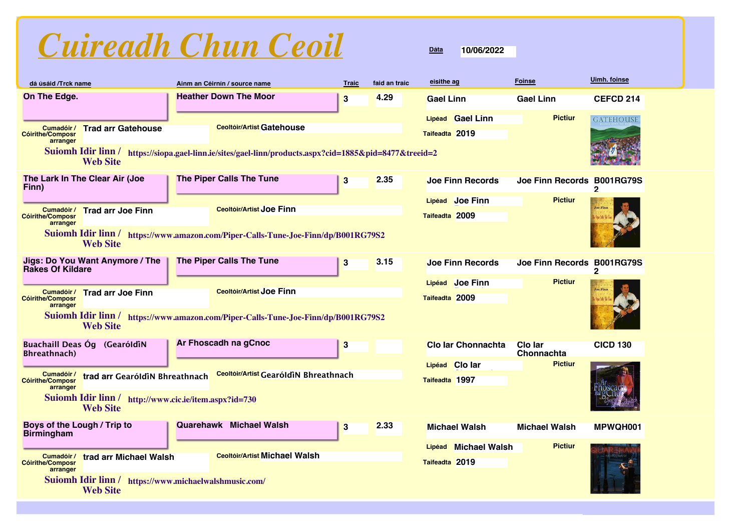# Cuireadh Chun Ceoil

**Dáta** 10/06/2022

| dá úsáid /Trck name | Ainm an Céirnín / source name | Traic | faid an traic | eisithe ag | Foinse | Uimh. foinse |
|---|---|---|---|---|---|---|
| On The Edge. | Heather Down The Moor | 3 | 4.29 | Gael Linn | Gael Linn | CEFCD 214 |
| The Lark In The Clear Air (Joe Finn) | The Piper Calls The Tune | 3 | 2.35 | Joe Finn Records | Joe Finn Records | B001RG79S2 |
| Jigs: Do You Want Anymore / The Rakes Of Kildare | The Piper Calls The Tune | 3 | 3.15 | Joe Finn Records | Joe Finn Records | B001RG79S2 |
| Buachaill Deas Óg (GearóIdĩN Bhreathnach) | Ar Fhoscadh na gCnoc | 3 | | Clo Iar Chonnachta | Clo Iar Chonnachta | CICD 130 |
| Boys of the Lough / Trip to Birmingham | Quarehawk Michael Walsh | 3 | 2.33 | Michael Walsh | Michael Walsh | MPWQH001 |

**On The Edge.**
- Cumadóir / Cóirithe/Composr arranger: Trad arr Gatehouse
- Ceoltóir/Artist: Gatehouse
- Lipéad: Gael Linn
- Taifeadta: 2019
- Pictiur
- Suiomh Idir linn / Web Site: https://siopa.gael-linn.ie/sites/gael-linn/products.aspx?cid=1885&pid=8477&treeid=2

**The Lark In The Clear Air (Joe Finn)**
- Cumadóir / Cóirithe/Composr arranger: Trad arr Joe Finn
- Ceoltóir/Artist: Joe Finn
- Lipéad: Joe Finn
- Taifeadta: 2009
- Pictiur
- Suiomh Idir linn / Web Site: https://www.amazon.com/Piper-Calls-Tune-Joe-Finn/dp/B001RG79S2

**Jigs: Do You Want Anymore / The Rakes Of Kildare**
- Cumadóir / Cóirithe/Composr arranger: Trad arr Joe Finn
- Ceoltóir/Artist: Joe Finn
- Lipéad: Joe Finn
- Taifeadta: 2009
- Pictiur
- Suiomh Idir linn / Web Site: https://www.amazon.com/Piper-Calls-Tune-Joe-Finn/dp/B001RG79S2

**Buachaill Deas Óg (GearóIdĩN Bhreathnach)**
- Cumadóir / Cóirithe/Composr arranger: trad arr GearóIdĩN Bhreathnach
- Ceoltóir/Artist: GearóIdĩN Bhreathnach
- Lipéad: Clo Iar
- Taifeadta: 1997
- Pictiur
- Suiomh Idir linn / Web Site: http://www.cic.ie/item.aspx?id=730

**Boys of the Lough / Trip to Birmingham**
- Cumadóir / Cóirithe/Composr arranger: trad arr Michael Walsh
- Ceoltóir/Artist: Michael Walsh
- Lipéad: Michael Walsh
- Taifeadta: 2019
- Pictiur
- Suiomh Idir linn / Web Site: https://www.michaelwalshmusic.com/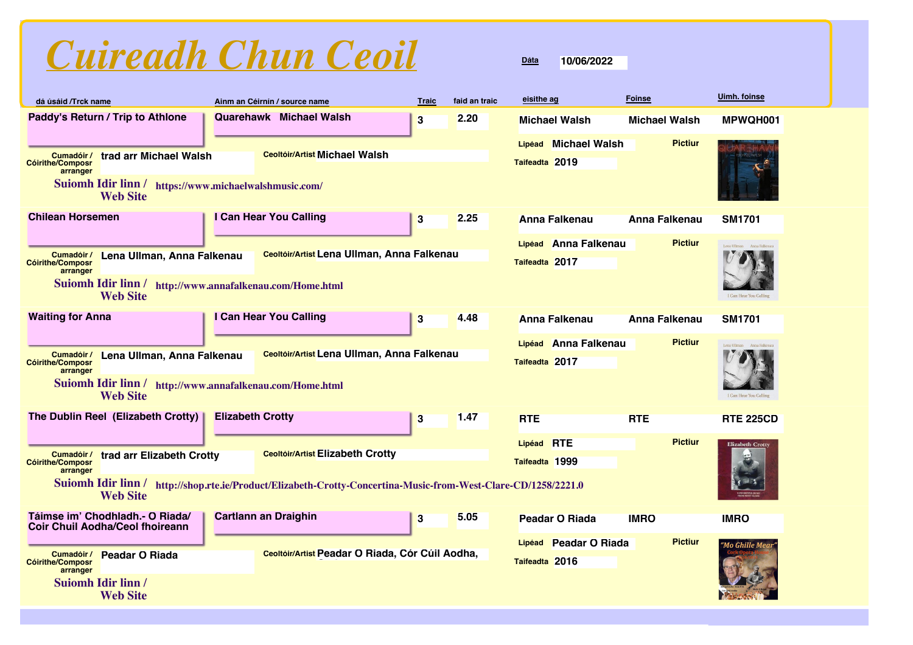# *Cuireadh Chun Ceoil*

**Dáta** 10/06/2022

| dá úsáid /Trck name | Ainm an Céirnín / source name | Traic | faid an traic | eisithe ag | Foinse | Uimh. foinse |
|---|---|---|---|---|---|---|
| Paddy's Return / Trip to Athlone | Quarehawk Michael Walsh | 3 | 2.20 | Michael Walsh | Michael Walsh | MPWQH001 |
| Chilean Horsemen | I Can Hear You Calling | 3 | 2.25 | Anna Falkenau | Anna Falkenau | SM1701 |
| Waiting for Anna | I Can Hear You Calling | 3 | 4.48 | Anna Falkenau | Anna Falkenau | SM1701 |
| The Dublin Reel (Elizabeth Crotty) | Elizabeth Crotty | 3 | 1.47 | RTE | RTE | RTE 225CD |
| Táimse im' Chodhladh.- O Riada/ Coir Chuil Aodha/Ceol fhoireann | Cartlann an Draighin | 3 | 5.05 | Peadar O Riada | IMRO | IMRO |

**Paddy's Return / Trip to Athlone**
- Cumadóir / Cóirithe/Composr arranger: trad arr Michael Walsh
- Ceoltóir/Artist: Michael Walsh
- Lipéad: Michael Walsh
- Taifeadta: 2019
- Pictiur
- Suiomh Idir linn / Web Site: https://www.michaelwalshmusic.com/

**Chilean Horsemen**
- Cumadóir / Cóirithe/Composr arranger: Lena Ullman, Anna Falkenau
- Ceoltóir/Artist: Lena Ullman, Anna Falkenau
- Lipéad: Anna Falkenau
- Taifeadta: 2017
- Pictiur
- Suiomh Idir linn / Web Site: http://www.annafalkenau.com/Home.html

**Waiting for Anna**
- Cumadóir / Cóirithe/Composr arranger: Lena Ullman, Anna Falkenau
- Ceoltóir/Artist: Lena Ullman, Anna Falkenau
- Lipéad: Anna Falkenau
- Taifeadta: 2017
- Pictiur
- Suiomh Idir linn / Web Site: http://www.annafalkenau.com/Home.html

**The Dublin Reel (Elizabeth Crotty)**
- Cumadóir / Cóirithe/Composr arranger: trad arr Elizabeth Crotty
- Ceoltóir/Artist: Elizabeth Crotty
- Lipéad: RTE
- Taifeadta: 1999
- Pictiur
- Suiomh Idir linn / Web Site: http://shop.rte.ie/Product/Elizabeth-Crotty-Concertina-Music-from-West-Clare-CD/1258/2221.0

**Táimse im' Chodhladh.- O Riada/ Coir Chuil Aodha/Ceol fhoireann**
- Cumadóir / Cóirithe/Composr arranger: Peadar O Riada
- Ceoltóir/Artist: Peadar O Riada, Cór Cúil Aodha,
- Lipéad: Peadar O Riada
- Taifeadta: 2016
- Pictiur
- Suiomh Idir linn / Web Site: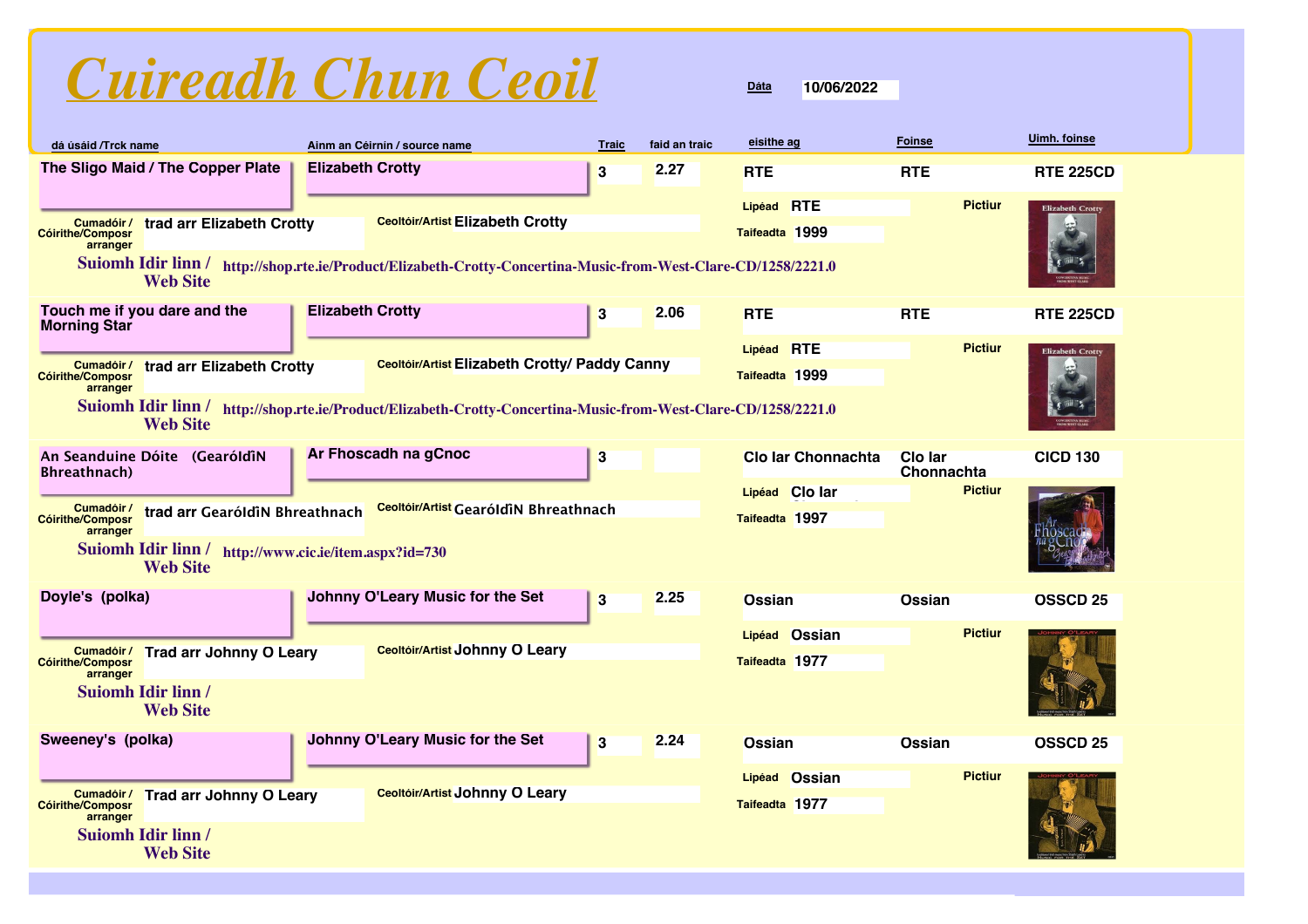# Cuireadh Chun Ceoil

**Dáta** 10/06/2022

| dá úsáid /Trck name | Ainm an Céirnín / source name | Traic | faid an traic | eisithe ag | Foinse | Uimh. foinse |
|---|---|---|---|---|---|---|
| The Sligo Maid / The Copper Plate | Elizabeth Crotty | 3 | 2.27 | RTE | RTE | RTE 225CD |

Cumadóir / Cóirithe/Composr arranger: trad arr Elizabeth Crotty
Ceoltóir/Artist: Elizabeth Crotty
Lipéad: RTE
Taifeadta: 1999
Pictiur
Suiomh Idir linn / Web Site: http://shop.rte.ie/Product/Elizabeth-Crotty-Concertina-Music-from-West-Clare-CD/1258/2221.0

| dá úsáid /Trck name | Ainm an Céirnín / source name | Traic | faid an traic | eisithe ag | Foinse | Uimh. foinse |
|---|---|---|---|---|---|---|
| Touch me if you dare and the Morning Star | Elizabeth Crotty | 3 | 2.06 | RTE | RTE | RTE 225CD |

Cumadóir / Cóirithe/Composr arranger: trad arr Elizabeth Crotty
Ceoltóir/Artist: Elizabeth Crotty/ Paddy Canny
Lipéad: RTE
Taifeadta: 1999
Pictiur
Suiomh Idir linn / Web Site: http://shop.rte.ie/Product/Elizabeth-Crotty-Concertina-Music-from-West-Clare-CD/1258/2221.0

| dá úsáid /Trck name | Ainm an Céirnín / source name | Traic | faid an traic | eisithe ag | Foinse | Uimh. foinse |
|---|---|---|---|---|---|---|
| An Seanduine Dóite (GearóIdîN Bhreathnach) | Ar Fhoscadh na gCnoc | 3 | | Clo Iar Chonnachta | Clo Iar Chonnachta | CICD 130 |

Cumadóir / Cóirithe/Composr arranger: trad arr GearóIdîN Bhreathnach
Ceoltóir/Artist: GearóIdîN Bhreathnach
Lipéad: Clo Iar
Taifeadta: 1997
Pictiur
Suiomh Idir linn / Web Site: http://www.cic.ie/item.aspx?id=730

| dá úsáid /Trck name | Ainm an Céirnín / source name | Traic | faid an traic | eisithe ag | Foinse | Uimh. foinse |
|---|---|---|---|---|---|---|
| Doyle's (polka) | Johnny O'Leary Music for the Set | 3 | 2.25 | Ossian | Ossian | OSSCD 25 |

Cumadóir / Cóirithe/Composr arranger: Trad arr Johnny O Leary
Ceoltóir/Artist: Johnny O Leary
Lipéad: Ossian
Taifeadta: 1977
Pictiur
Suiomh Idir linn / Web Site:

| dá úsáid /Trck name | Ainm an Céirnín / source name | Traic | faid an traic | eisithe ag | Foinse | Uimh. foinse |
|---|---|---|---|---|---|---|
| Sweeney's (polka) | Johnny O'Leary Music for the Set | 3 | 2.24 | Ossian | Ossian | OSSCD 25 |

Cumadóir / Cóirithe/Composr arranger: Trad arr Johnny O Leary
Ceoltóir/Artist: Johnny O Leary
Lipéad: Ossian
Taifeadta: 1977
Pictiur
Suiomh Idir linn / Web Site: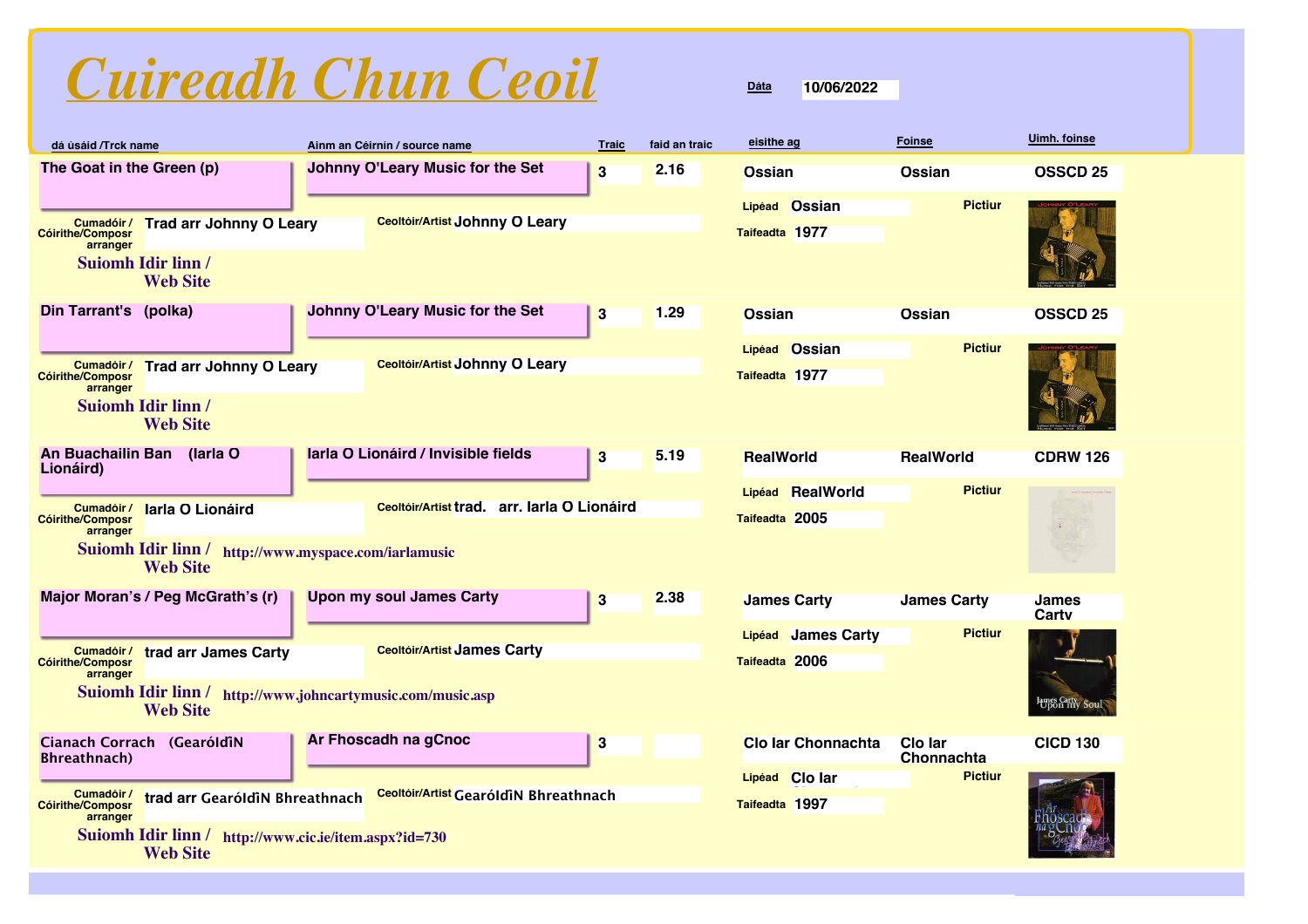# *Cuireadh Chun Ceoil*

**Dáta** 10/06/2022

| dá úsáid /Trck name | Ainm an Céirnín / source name | Traic | faid an traic | eisithe ag | Foinse | Uimh. foinse |
|---|---|---|---|---|---|---|
| The Goat in the Green (p) | Johnny O'Leary Music for the Set | 3 | 2.16 | Ossian | Ossian | OSSCD 25 |
| Din Tarrant's (polka) | Johnny O'Leary Music for the Set | 3 | 1.29 | Ossian | Ossian | OSSCD 25 |
| An Buachailin Ban (Iarla O Lionáird) | Iarla O Lionáird / Invisible fields | 3 | 5.19 | RealWorld | RealWorld | CDRW 126 |
| Major Moran's / Peg McGrath's (r) | Upon my soul James Carty | 3 | 2.38 | James Carty | James Carty | James Carty |
| Cianach Corrach (GearóIdÎN Bhreathnach) | Ar Fhoscadh na gCnoc | 3 | | Clo Iar Chonnachta | Clo Iar Chonnachta | CICD 130 |

**The Goat in the Green (p)**
- Cumadóir / Cóirithe/Composr arranger: Trad arr Johnny O Leary
- Ceoltóir/Artist: Johnny O Leary
- Lipéad: Ossian
- Taifeadta: 1977
- Suiomh Idir linn / Web Site:
- Pictiur

**Din Tarrant's (polka)**
- Cumadóir / Cóirithe/Composr arranger: Trad arr Johnny O Leary
- Ceoltóir/Artist: Johnny O Leary
- Lipéad: Ossian
- Taifeadta: 1977
- Suiomh Idir linn / Web Site:
- Pictiur

**An Buachailin Ban (Iarla O Lionáird)**
- Cumadóir / Cóirithe/Composr arranger: Iarla O Lionáird
- Ceoltóir/Artist: trad. arr. Iarla O Lionáird
- Lipéad: RealWorld
- Taifeadta: 2005
- Suiomh Idir linn / Web Site: http://www.myspace.com/iarlamusic
- Pictiur

**Major Moran's / Peg McGrath's (r)**
- Cumadóir / Cóirithe/Composr arranger: trad arr James Carty
- Ceoltóir/Artist: James Carty
- Lipéad: James Carty
- Taifeadta: 2006
- Suiomh Idir linn / Web Site: http://www.johncartymusic.com/music.asp
- Pictiur

**Cianach Corrach (GearóIdÎN Bhreathnach)**
- Cumadóir / Cóirithe/Composr arranger: trad arr GearóIdÎN Bhreathnach
- Ceoltóir/Artist: GearóIdÎN Bhreathnach
- Lipéad: Clo Iar
- Taifeadta: 1997
- Suiomh Idir linn / Web Site: http://www.cic.ie/item.aspx?id=730
- Pictiur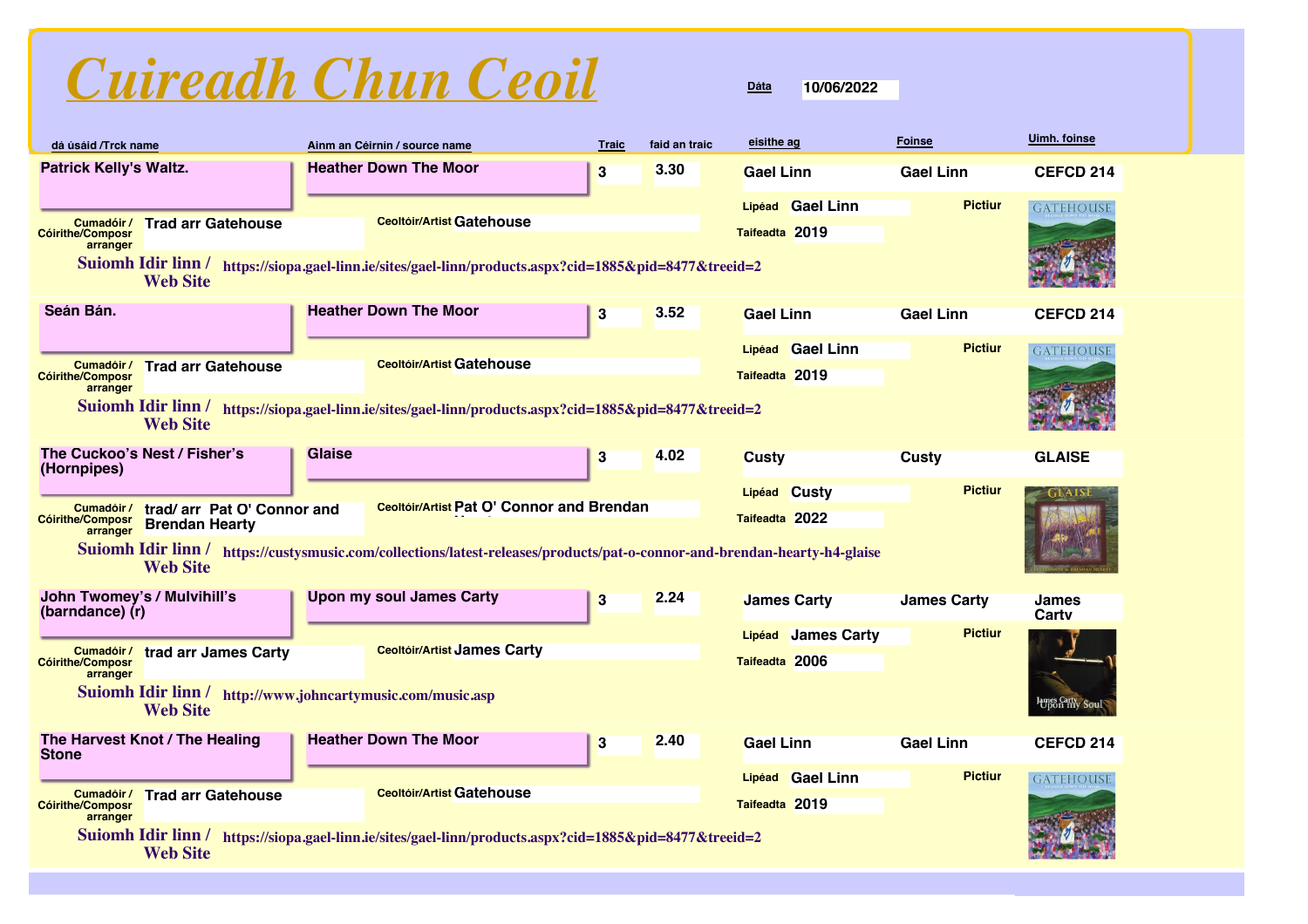# Cuireadh Chun Ceoil

**Dáta** 10/06/2022

| dá úsáid /Trck name | Ainm an Céirnín / source name | Traic | faid an traic | eisithe ag | Foinse | Uimh. foinse |
|---|---|---|---|---|---|---|
| Patrick Kelly's Waltz. | Heather Down The Moor | 3 | 3.30 | Gael Linn | Gael Linn | CEFCD 214 |
| Seán Bán. | Heather Down The Moor | 3 | 3.52 | Gael Linn | Gael Linn | CEFCD 214 |
| The Cuckoo's Nest / Fisher's (Hornpipes) | Glaise | 3 | 4.02 | Custy | Custy | GLAISE |
| John Twomey's / Mulvihill's (barndance) (r) | Upon my soul James Carty | 3 | 2.24 | James Carty | James Carty | James Carty |
| The Harvest Knot / The Healing Stone | Heather Down The Moor | 3 | 2.40 | Gael Linn | Gael Linn | CEFCD 214 |

**Patrick Kelly's Waltz.**
- Cumadóir / Cóirithe/Composr arranger: Trad arr Gatehouse
- Ceoltóir/Artist: Gatehouse
- Lipéad: Gael Linn
- Taifeadta: 2019
- Pictiur
- Suiomh Idir linn / Web Site: https://siopa.gael-linn.ie/sites/gael-linn/products.aspx?cid=1885&pid=8477&treeid=2

**Seán Bán.**
- Cumadóir / Cóirithe/Composr arranger: Trad arr Gatehouse
- Ceoltóir/Artist: Gatehouse
- Lipéad: Gael Linn
- Taifeadta: 2019
- Pictiur
- Suiomh Idir linn / Web Site: https://siopa.gael-linn.ie/sites/gael-linn/products.aspx?cid=1885&pid=8477&treeid=2

**The Cuckoo's Nest / Fisher's (Hornpipes)**
- Cumadóir / Cóirithe/Composr arranger: trad/ arr Pat O' Connor and Brendan Hearty
- Ceoltóir/Artist: Pat O' Connor and Brendan Hearty
- Lipéad: Custy
- Taifeadta: 2022
- Pictiur
- Suiomh Idir linn / Web Site: https://custysmusic.com/collections/latest-releases/products/pat-o-connor-and-brendan-hearty-h4-glaise

**John Twomey's / Mulvihill's (barndance) (r)**
- Cumadóir / Cóirithe/Composr arranger: trad arr James Carty
- Ceoltóir/Artist: James Carty
- Lipéad: James Carty
- Taifeadta: 2006
- Pictiur
- Suiomh Idir linn / Web Site: http://www.johncartymusic.com/music.asp

**The Harvest Knot / The Healing Stone**
- Cumadóir / Cóirithe/Composr arranger: Trad arr Gatehouse
- Ceoltóir/Artist: Gatehouse
- Lipéad: Gael Linn
- Taifeadta: 2019
- Pictiur
- Suiomh Idir linn / Web Site: https://siopa.gael-linn.ie/sites/gael-linn/products.aspx?cid=1885&pid=8477&treeid=2